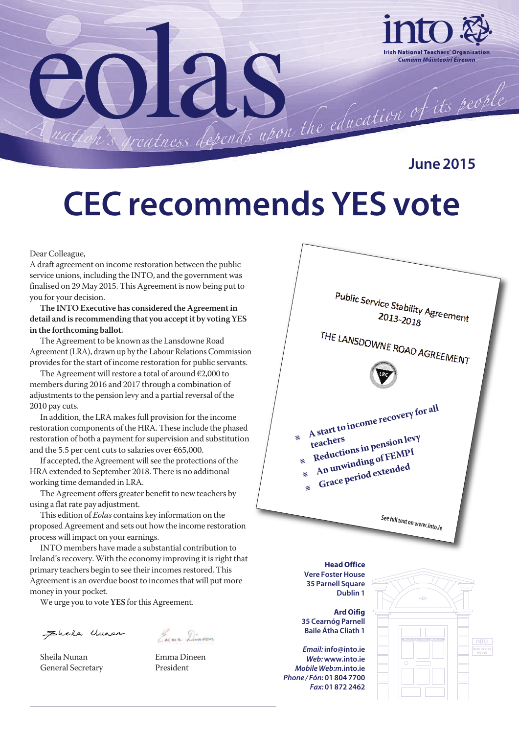# eolas

*A nation's greatness depends upon the education of its people*

**into** — Irish National Teachers' Organisation
*Cumann Múinteoirí Éireann*

**June 2015**

# CEC recommends YES vote

Dear Colleague,

A draft agreement on income restoration between the public service unions, including the INTO, and the government was finalised on 29 May 2015. This Agreement is now being put to you for your decision.

**The INTO Executive has considered the Agreement in detail and is recommending that you accept it by voting YES in the forthcoming ballot.**

The Agreement to be known as the Lansdowne Road Agreement (LRA), drawn up by the Labour Relations Commission provides for the start of income restoration for public servants.

The Agreement will restore a total of around €2,000 to members during 2016 and 2017 through a combination of adjustments to the pension levy and a partial reversal of the 2010 pay cuts.

In addition, the LRA makes full provision for the income restoration components of the HRA. These include the phased restoration of both a payment for supervision and substitution and the 5.5 per cent cuts to salaries over €65,000.

If accepted, the Agreement will see the protections of the HRA extended to September 2018. There is no additional working time demanded in LRA.

The Agreement offers greater benefit to new teachers by using a flat rate pay adjustment.

This edition of *Eolas* contains key information on the proposed Agreement and sets out how the income restoration process will impact on your earnings.

INTO members have made a substantial contribution to Ireland's recovery. With the economy improving it is right that primary teachers begin to see their incomes restored. This Agreement is an overdue boost to incomes that will put more money in your pocket.

We urge you to vote **YES** for this Agreement.

Sheila Nunan
General Secretary

Emma Dineen
President

Public Service Stability Agreement 2013-2018

THE LANSDOWNE ROAD AGREEMENT

- **A start to income recovery for all teachers**
- **Reductions in pension levy**
- **An unwinding of FEMPI**
- **Grace period extended**

See full text on www.into.ie

**Head Office**
**Vere Foster House**
**35 Parnell Square**
**Dublin 1**

**Ard Oifig**
**35 Cearnóg Parnell**
**Baile Átha Cliath 1**

*Email:* **info@into.ie**
*Web:* **www.into.ie**
*Mobile Web:* **m.into.ie**
*Phone / Fón:* **01 804 7700**
*Fax:* **01 872 2462**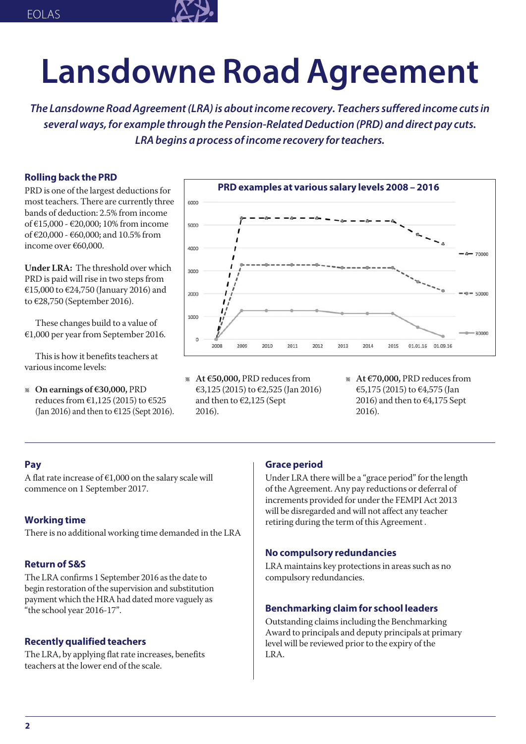# Lansdowne Road Agreement

*The Lansdowne Road Agreement (LRA) is about income recovery. Teachers suffered income cuts in several ways, for example through the Pension-Related Deduction (PRD) and direct pay cuts. LRA begins a process of income recovery for teachers.*

### Rolling back the PRD

PRD is one of the largest deductions for most teachers. There are currently three bands of deduction: 2.5% from income of €15,000 - €20,000; 10% from income of €20,000 - €60,000; and 10.5% from income over €60,000.

**Under LRA:** The threshold over which PRD is paid will rise in two steps from €15,000 to €24,750 (January 2016) and to €28,750 (September 2016).

These changes build to a value of €1,000 per year from September 2016.

This is how it benefits teachers at various income levels:

**PRD examples at various salary levels 2008 – 2016**

- **On earnings of €30,000,** PRD reduces from €1,125 (2015) to €525 (Jan 2016) and then to €125 (Sept 2016).
- **At €50,000,** PRD reduces from €3,125 (2015) to €2,525 (Jan 2016) and then to €2,125 (Sept 2016).
- **At €70,000,** PRD reduces from €5,175 (2015) to €4,575 (Jan 2016) and then to €4,175 Sept 2016).

### Pay

A flat rate increase of €1,000 on the salary scale will commence on 1 September 2017.

### Working time

There is no additional working time demanded in the LRA

### Return of S&S

The LRA confirms 1 September 2016 as the date to begin restoration of the supervision and substitution payment which the HRA had dated more vaguely as "the school year 2016-17".

### Recently qualified teachers

The LRA, by applying flat rate increases, benefits teachers at the lower end of the scale.

### Grace period

Under LRA there will be a "grace period" for the length of the Agreement. Any pay reductions or deferral of increments provided for under the FEMPI Act 2013 will be disregarded and will not affect any teacher retiring during the term of this Agreement .

### No compulsory redundancies

LRA maintains key protections in areas such as no compulsory redundancies.

### Benchmarking claim for school leaders

Outstanding claims including the Benchmarking Award to principals and deputy principals at primary level will be reviewed prior to the expiry of the LRA.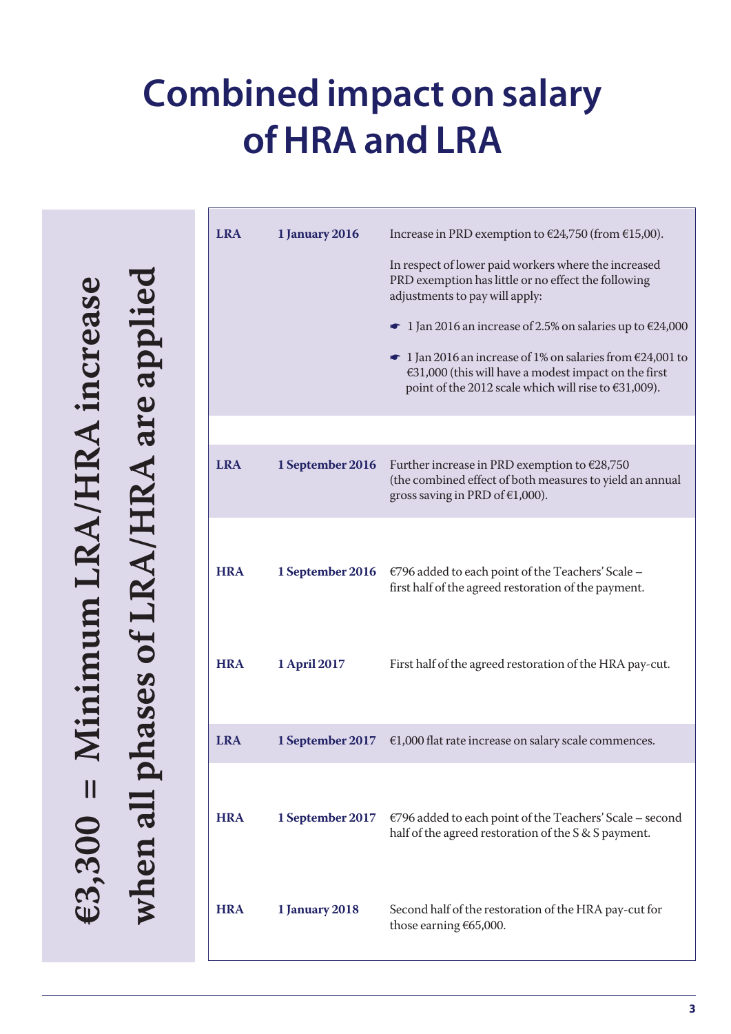# Combined impact on salary of HRA and LRA

**€3,300 = Minimum LRA/HRA increase when all phases of LRA/HRA are applied**

| | | |
|---|---|---|
| **LRA** | **1 January 2016** | Increase in PRD exemption to €24,750 (from €15,00).<br><br>In respect of lower paid workers where the increased PRD exemption has little or no effect the following adjustments to pay will apply:<br><br>☛ 1 Jan 2016 an increase of 2.5% on salaries up to €24,000<br><br>☛ 1 Jan 2016 an increase of 1% on salaries from €24,001 to €31,000 (this will have a modest impact on the first point of the 2012 scale which will rise to €31,009). |
| **LRA** | **1 September 2016** | Further increase in PRD exemption to €28,750 (the combined effect of both measures to yield an annual gross saving in PRD of €1,000). |
| **HRA** | **1 September 2016** | €796 added to each point of the Teachers' Scale – first half of the agreed restoration of the payment. |
| **HRA** | **1 April 2017** | First half of the agreed restoration of the HRA pay-cut. |
| **LRA** | **1 September 2017** | €1,000 flat rate increase on salary scale commences. |
| **HRA** | **1 September 2017** | €796 added to each point of the Teachers' Scale – second half of the agreed restoration of the S & S payment. |
| **HRA** | **1 January 2018** | Second half of the restoration of the HRA pay-cut for those earning €65,000. |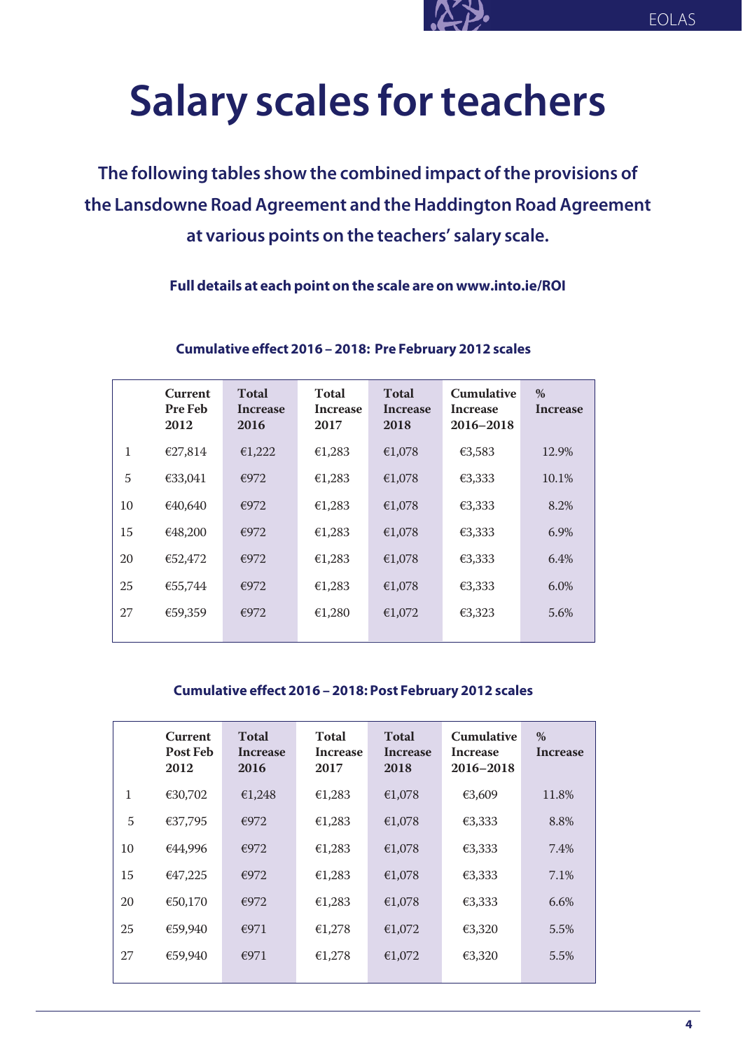# Salary scales for teachers

**The following tables show the combined impact of the provisions of the Lansdowne Road Agreement and the Haddington Road Agreement at various points on the teachers' salary scale.**

**Full details at each point on the scale are on www.into.ie/ROI**

### Cumulative effect 2016 – 2018: Pre February 2012 scales

| | Current Pre Feb 2012 | Total Increase 2016 | Total Increase 2017 | Total Increase 2018 | Cumulative Increase 2016–2018 | % Increase |
|---|---|---|---|---|---|---|
| 1 | €27,814 | €1,222 | €1,283 | €1,078 | €3,583 | 12.9% |
| 5 | €33,041 | €972 | €1,283 | €1,078 | €3,333 | 10.1% |
| 10 | €40,640 | €972 | €1,283 | €1,078 | €3,333 | 8.2% |
| 15 | €48,200 | €972 | €1,283 | €1,078 | €3,333 | 6.9% |
| 20 | €52,472 | €972 | €1,283 | €1,078 | €3,333 | 6.4% |
| 25 | €55,744 | €972 | €1,283 | €1,078 | €3,333 | 6.0% |
| 27 | €59,359 | €972 | €1,280 | €1,072 | €3,323 | 5.6% |

### Cumulative effect 2016 – 2018: Post February 2012 scales

| | Current Post Feb 2012 | Total Increase 2016 | Total Increase 2017 | Total Increase 2018 | Cumulative Increase 2016–2018 | % Increase |
|---|---|---|---|---|---|---|
| 1 | €30,702 | €1,248 | €1,283 | €1,078 | €3,609 | 11.8% |
| 5 | €37,795 | €972 | €1,283 | €1,078 | €3,333 | 8.8% |
| 10 | €44,996 | €972 | €1,283 | €1,078 | €3,333 | 7.4% |
| 15 | €47,225 | €972 | €1,283 | €1,078 | €3,333 | 7.1% |
| 20 | €50,170 | €972 | €1,283 | €1,078 | €3,333 | 6.6% |
| 25 | €59,940 | €971 | €1,278 | €1,072 | €3,320 | 5.5% |
| 27 | €59,940 | €971 | €1,278 | €1,072 | €3,320 | 5.5% |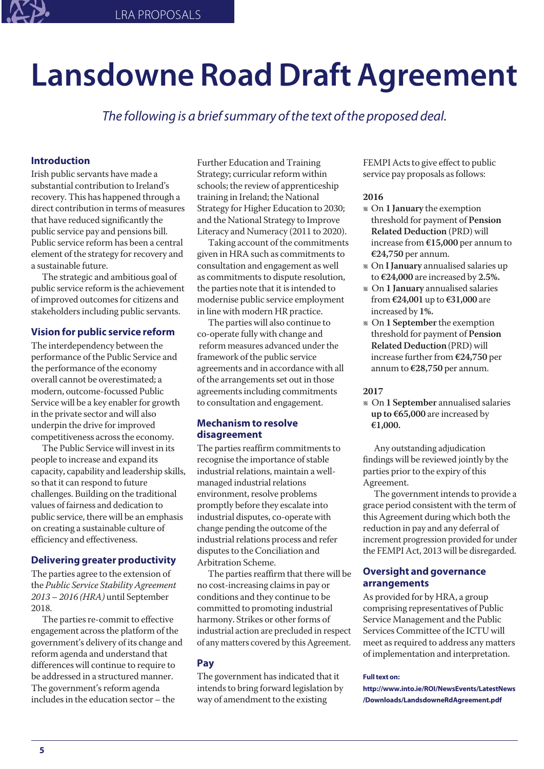# Lansdowne Road Draft Agreement

*The following is a brief summary of the text of the proposed deal.*

## Introduction

Irish public servants have made a substantial contribution to Ireland's recovery. This has happened through a direct contribution in terms of measures that have reduced significantly the public service pay and pensions bill. Public service reform has been a central element of the strategy for recovery and a sustainable future.

The strategic and ambitious goal of public service reform is the achievement of improved outcomes for citizens and stakeholders including public servants.

## Vision for public service reform

The interdependency between the performance of the Public Service and the performance of the economy overall cannot be overestimated; a modern, outcome-focussed Public Service will be a key enabler for growth in the private sector and will also underpin the drive for improved competitiveness across the economy.

The Public Service will invest in its people to increase and expand its capacity, capability and leadership skills, so that it can respond to future challenges. Building on the traditional values of fairness and dedication to public service, there will be an emphasis on creating a sustainable culture of efficiency and effectiveness.

## Delivering greater productivity

The parties agree to the extension of the *Public Service Stability Agreement 2013 – 2016 (HRA)* until September 2018.

The parties re-commit to effective engagement across the platform of the government's delivery of its change and reform agenda and understand that differences will continue to require to be addressed in a structured manner. The government's reform agenda includes in the education sector – the Further Education and Training Strategy; curricular reform within schools; the review of apprenticeship training in Ireland; the National Strategy for Higher Education to 2030; and the National Strategy to Improve Literacy and Numeracy (2011 to 2020).

Taking account of the commitments given in HRA such as commitments to consultation and engagement as well as commitments to dispute resolution, the parties note that it is intended to modernise public service employment in line with modern HR practice.

The parties will also continue to co-operate fully with change and reform measures advanced under the framework of the public service agreements and in accordance with all of the arrangements set out in those agreements including commitments to consultation and engagement.

## Mechanism to resolve disagreement

The parties reaffirm commitments to recognise the importance of stable industrial relations, maintain a well-managed industrial relations environment, resolve problems promptly before they escalate into industrial disputes, co-operate with change pending the outcome of the industrial relations process and refer disputes to the Conciliation and Arbitration Scheme.

The parties reaffirm that there will be no cost-increasing claims in pay or conditions and they continue to be committed to promoting industrial harmony. Strikes or other forms of industrial action are precluded in respect of any matters covered by this Agreement.

## Pay

The government has indicated that it intends to bring forward legislation by way of amendment to the existing FEMPI Acts to give effect to public service pay proposals as follows:

**2016**

- On **1 January** the exemption threshold for payment of **Pension Related Deduction** (PRD) will increase from **€15,000** per annum to **€24,750** per annum.
- On **I January** annualised salaries up to **€24,000** are increased by **2.5%.**
- On **1 January** annualised salaries from **€24,001** up to **€31,000** are increased by **1%.**
- On **1 September** the exemption threshold for payment of **Pension Related Deduction** (PRD) will increase further from **€24,750** per annum to **€28,750** per annum.

**2017**

- On **1 September** annualised salaries **up to €65,000** are increased by **€1,000.**

Any outstanding adjudication findings will be reviewed jointly by the parties prior to the expiry of this Agreement.

The government intends to provide a grace period consistent with the term of this Agreement during which both the reduction in pay and any deferral of increment progression provided for under the FEMPI Act, 2013 will be disregarded.

## Oversight and governance arrangements

As provided for by HRA, a group comprising representatives of Public Service Management and the Public Services Committee of the ICTU will meet as required to address any matters of implementation and interpretation.

**Full text on:**
**http://www.into.ie/ROI/NewsEvents/LatestNews/Downloads/LandsdowneRdAgreement.pdf**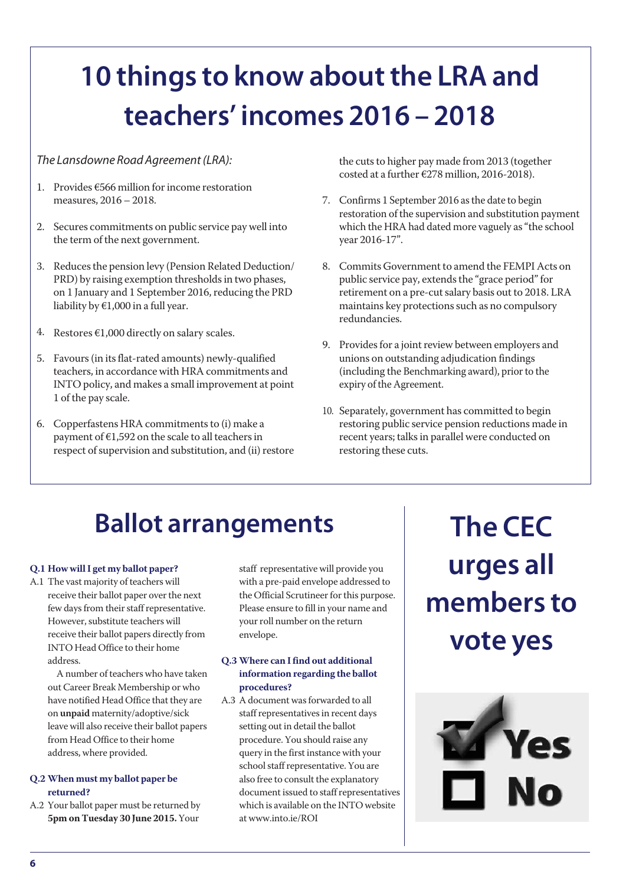# 10 things to know about the LRA and teachers' incomes 2016 – 2018

*The Lansdowne Road Agreement (LRA):*

1. Provides €566 million for income restoration measures, 2016 – 2018.
2. Secures commitments on public service pay well into the term of the next government.
3. Reduces the pension levy (Pension Related Deduction/ PRD) by raising exemption thresholds in two phases, on 1 January and 1 September 2016, reducing the PRD liability by €1,000 in a full year.
4. Restores €1,000 directly on salary scales.
5. Favours (in its flat-rated amounts) newly-qualified teachers, in accordance with HRA commitments and INTO policy, and makes a small improvement at point 1 of the pay scale.
6. Copperfastens HRA commitments to (i) make a payment of €1,592 on the scale to all teachers in respect of supervision and substitution, and (ii) restore the cuts to higher pay made from 2013 (together costed at a further €278 million, 2016-2018).
7. Confirms 1 September 2016 as the date to begin restoration of the supervision and substitution payment which the HRA had dated more vaguely as "the school year 2016-17".
8. Commits Government to amend the FEMPI Acts on public service pay, extends the "grace period" for retirement on a pre-cut salary basis out to 2018. LRA maintains key protections such as no compulsory redundancies.
9. Provides for a joint review between employers and unions on outstanding adjudication findings (including the Benchmarking award), prior to the expiry of the Agreement.
10. Separately, government has committed to begin restoring public service pension reductions made in recent years; talks in parallel were conducted on restoring these cuts.

# Ballot arrangements

**Q.1 How will I get my ballot paper?**

A.1 The vast majority of teachers will receive their ballot paper over the next few days from their staff representative. However, substitute teachers will receive their ballot papers directly from INTO Head Office to their home address.

A number of teachers who have taken out Career Break Membership or who have notified Head Office that they are on **unpaid** maternity/adoptive/sick leave will also receive their ballot papers from Head Office to their home address, where provided.

**Q.2 When must my ballot paper be returned?**

A.2 Your ballot paper must be returned by **5pm on Tuesday 30 June 2015.** Your staff representative will provide you with a pre-paid envelope addressed to the Official Scrutineer for this purpose. Please ensure to fill in your name and your roll number on the return envelope.

**Q.3 Where can I find out additional information regarding the ballot procedures?**

A.3 A document was forwarded to all staff representatives in recent days setting out in detail the ballot procedure. You should raise any query in the first instance with your school staff representative. You are also free to consult the explanatory document issued to staff representatives which is available on the INTO website at www.into.ie/ROI

# The CEC urges all members to vote yes

☑ Yes

☐ No